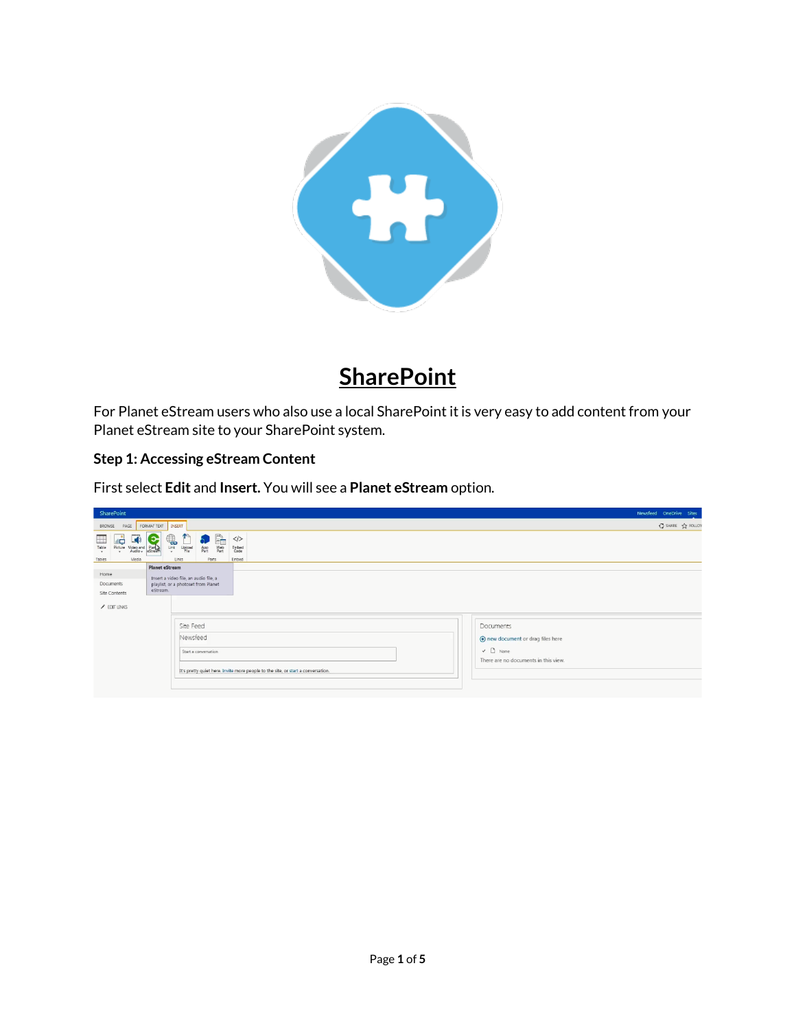# SharePoint

For Planet eStream users who also use a local SharePoint it is very easy to add content from your Planet eStream site to your SharePoint system.

### Step 1: Accessing eStream Content

First select **Edit** and **Insert.** You will see a **Planet eStream** option.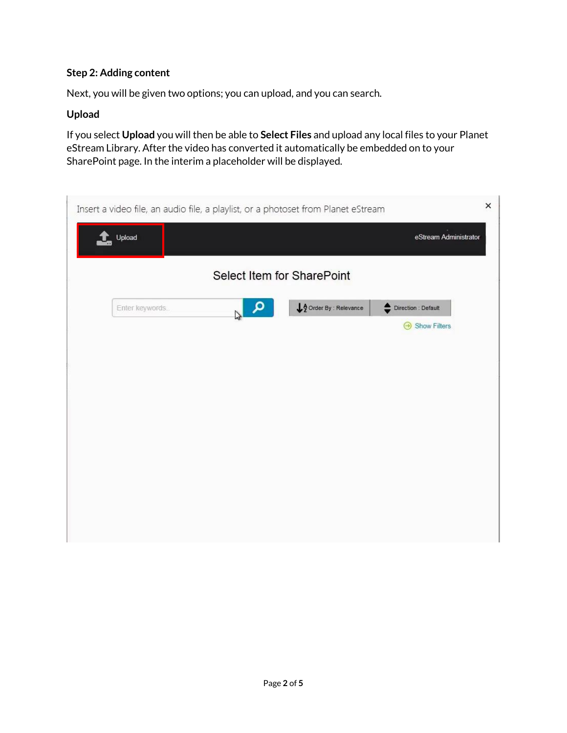**Step 2: Adding content**

Next, you will be given two options; you can upload, and you can search.

**Upload**

If you select **Upload** you will then be able to **Select Files** and upload any local files to your Planet eStream Library. After the video has converted it automatically be embedded on to your SharePoint page. In the interim a placeholder will be displayed.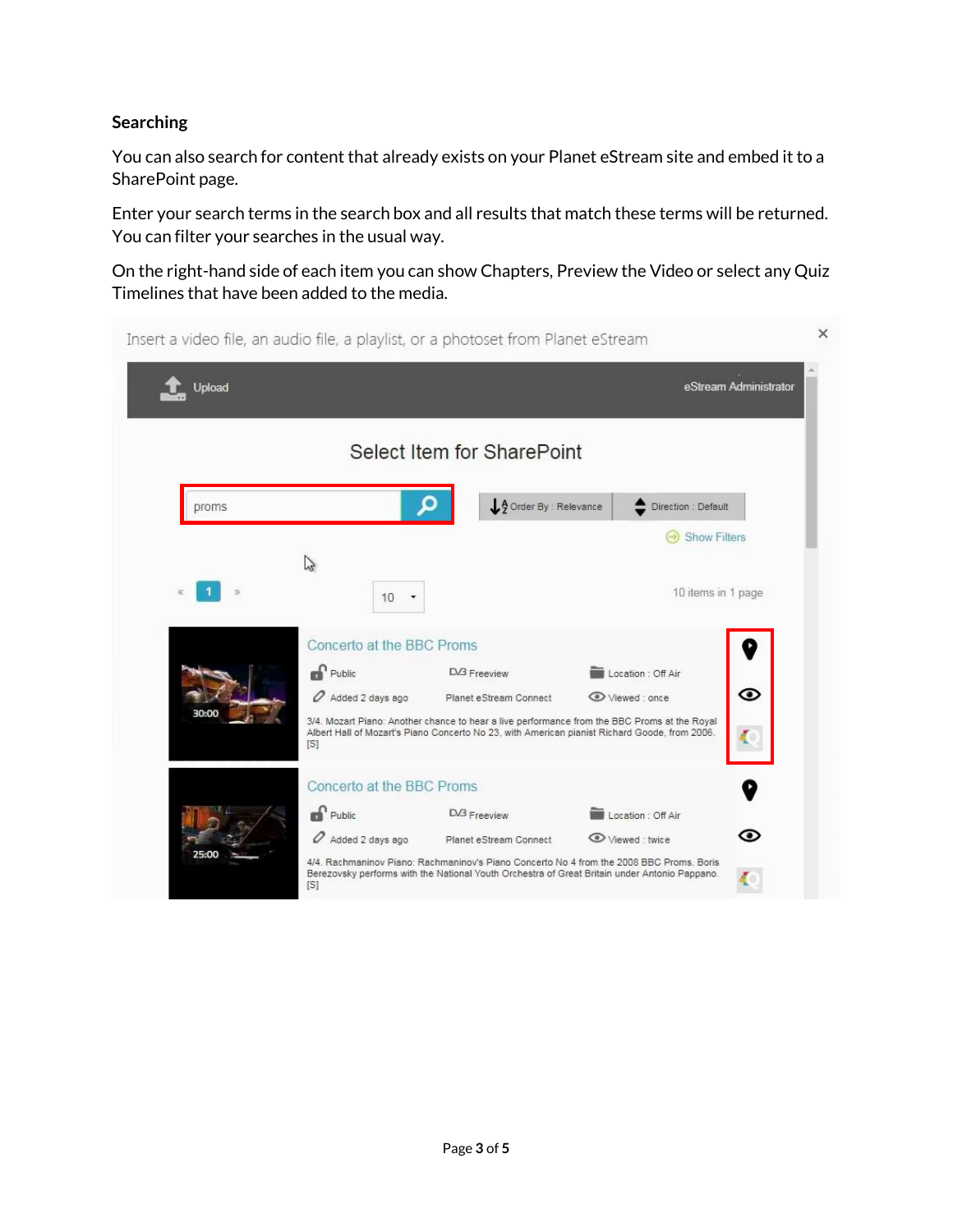**Searching**

You can also search for content that already exists on your Planet eStream site and embed it to a SharePoint page.

Enter your search terms in the search box and all results that match these terms will be returned. You can filter your searches in the usual way.

On the right-hand side of each item you can show Chapters, Preview the Video or select any Quiz Timelines that have been added to the media.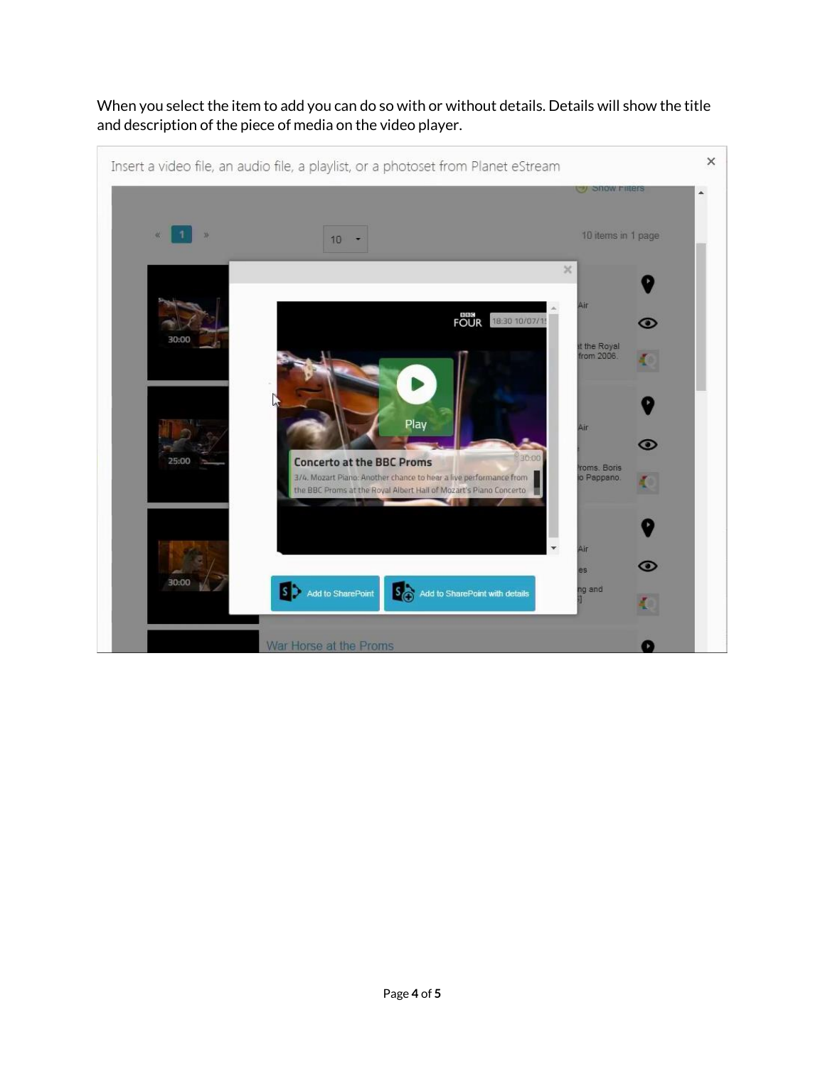When you select the item to add you can do so with or without details. Details will show the title and description of the piece of media on the video player.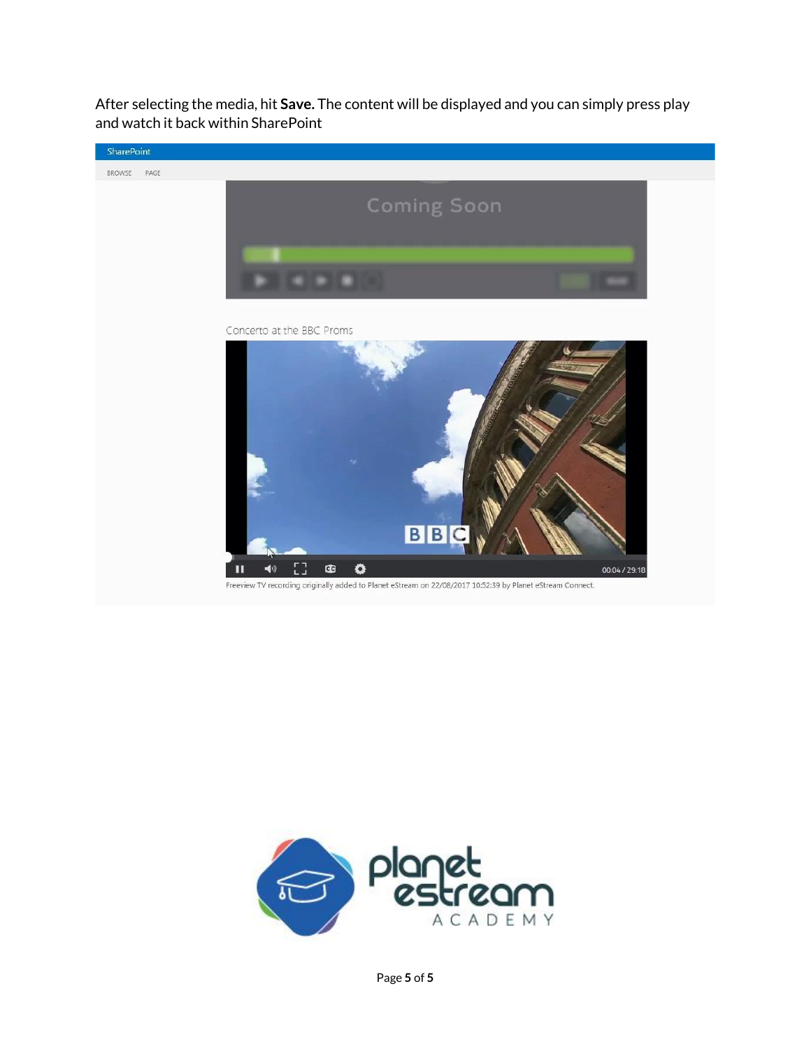After selecting the media, hit **Save.** The content will be displayed and you can simply press play and watch it back within SharePoint